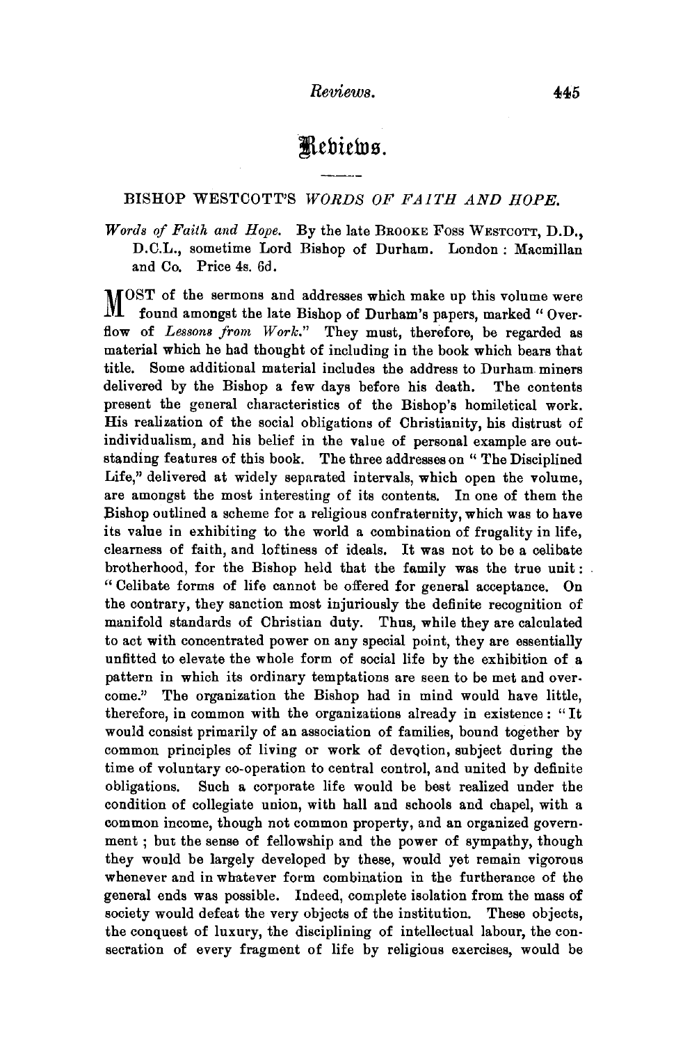# Reviews.

## BISHOP WESTCOTT'S *WORDS OF FAITH AND HOPE.*

*Words of Faith and Hope.* By the late BROOKE FOSS WESTCOTT, D.D., D.C.L., sometime Lord Bishop of Durham. London: Macmillan and Co. Price 4s. 6d.

MOST of the sermons and addresses which make up this volume were found amongst the late Bishop of Durham's papers, marked "Overflow of *Lessons from Work.*" They must, therefore, be regarded as material which he had thought of including in the book which bears that title. Some additional material includes the address to Durham miners delivered by the Bishop a few days before his death. The contents present the general characteristics of the Bishop's homiletical work. His realization of the social obligations of Christianity, his distrust of individualism, and his belief in the value of personal example are outstanding features of this book. The three addresses on "The Disciplined Life," delivered at widely separated intervals, which open the volume, are amongst the most interesting of its contents. In one of them the Bishop outlined a scheme for a religious confraternity, which was to have its value in exhibiting to the world a combination of frugality in life, clearness of faith, and loftiness of ideals. It was not to be a celibate brotherhood, for the Bishop held that the family was the true unit: "Celibate forms of life cannot be offered for general acceptance. On the contrary, they sanction most injuriously the definite recognition of manifold standards of Christian duty. Thus, while they are calculated to act with concentrated power on any special point, they are essentially unfitted to elevate the whole form of social life by the exhibition of a pattern in which its ordinary temptations are seen to be met and overcome." The organization the Bishop had in mind would have little, therefore, in common with the organizations already in existence: "It would consist primarily of an association of families, bound together by common principles of living or work of devotion, subject during the time of voluntary co-operation to central control, and united by definite obligations. Such a corporate life would be best realized under the condition of collegiate union, with hall and schools and chapel, with a common income, though not common property, and an organized government; but the sense of fellowship and the power of sympathy, though they would be largely developed by these, would yet remain vigorous whenever and in whatever form combination in the furtherance of the general ends was possible. Indeed, complete isolation from the mass of society would defeat the very objects of the institution. These objects, the conquest of luxury, the disciplining of intellectual labour, the consecration of every fragment of life by religious exercises, would be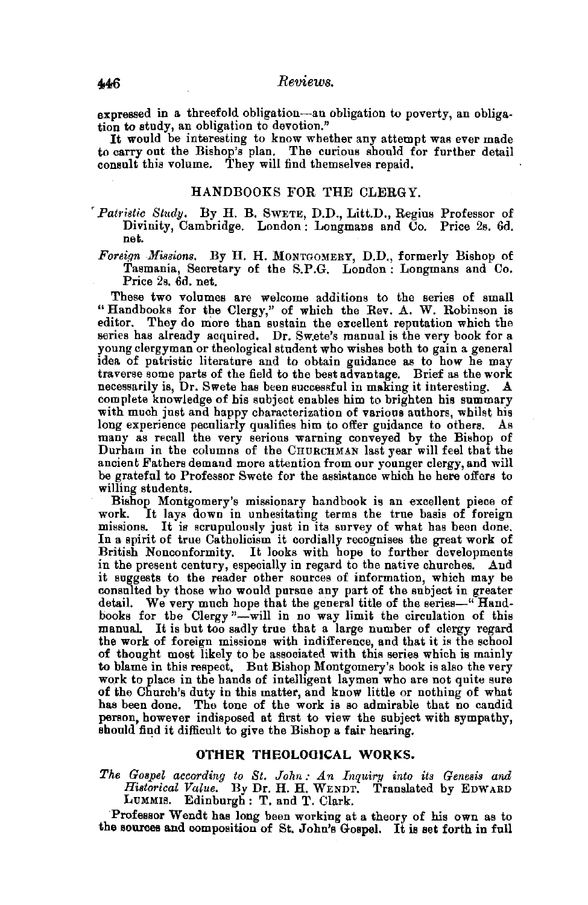expressed in a threefold obligation—an obligation to poverty, an obligation to study, an obligation to devotion."

It would be interesting to know whether any attempt was ever made to carry out the Bishop's plan. The curious should for further detail consult this volume. They will find themselves repaid.

## HANDBOOKS FOR THE CLERGY.

*Patristic Study.* By H. B. SWETE, D.D., Litt.D., Regius Professor of Divinity, Cambridge. London: Longmans and Co. Price 2s. 6d. net.

*Foreign Missions.* By H. H. MONTGOMERY, D.D., formerly Bishop of Tasmania, Secretary of the S.P.G. London: Longmans and Co. Price 2s. 6d. net.

These two volumes are welcome additions to the series of small "Handbooks for the Clergy," of which the Rev. A. W. Robinson is editor. They do more than sustain the excellent reputation which the series has already acquired. Dr. Swete's manual is the very book for a young clergyman or theological student who wishes both to gain a general idea of patristic literature and to obtain guidance as to how he may traverse some parts of the field to the best advantage. Brief as the work necessarily is, Dr. Swete has been successful in making it interesting. A complete knowledge of his subject enables him to brighten his summary with much just and happy characterization of various authors, whilst his long experience peculiarly qualifies him to offer guidance to others. As many as recall the very serious warning conveyed by the Bishop of Durham in the columns of the CHURCHMAN last year will feel that the ancient Fathers demand more attention from our younger clergy, and will be grateful to Professor Swete for the assistance which he here offers to willing students.

Bishop Montgomery's missionary handbook is an excellent piece of work. It lays down in unhesitating terms the true basis of foreign missions. It is scrupulously just in its survey of what has been done. In a spirit of true Catholicism it cordially recognises the great work of British Nonconformity. It looks with hope to further developments in the present century, especially in regard to the native churches. And it suggests to the reader other sources of information, which may be consulted by those who would pursue any part of the subject in greater detail. We very much hope that the general title of the series—"Handbooks for the Clergy"—will in no way limit the circulation of this manual. It is but too sadly true that a large number of clergy regard the work of foreign missions with indifference, and that it is the school of thought most likely to be associated with this series which is mainly to blame in this respect. But Bishop Montgomery's book is also the very work to place in the hands of intelligent laymen who are not quite sure of the Church's duty in this matter, and know little or nothing of what has been done. The tone of the work is so admirable that no candid person, however indisposed at first to view the subject with sympathy, should find it difficult to give the Bishop a fair hearing.

## OTHER THEOLOGICAL WORKS.

*The Gospel according to St. John: An Inquiry into its Genesis and Historical Value.* By Dr. H. H. WENDT. Translated by EDWARD LUMMIS. Edinburgh: T. and T. Clark.

Professor Wendt has long been working at a theory of his own as to the sources and composition of St. John's Gospel. It is set forth in full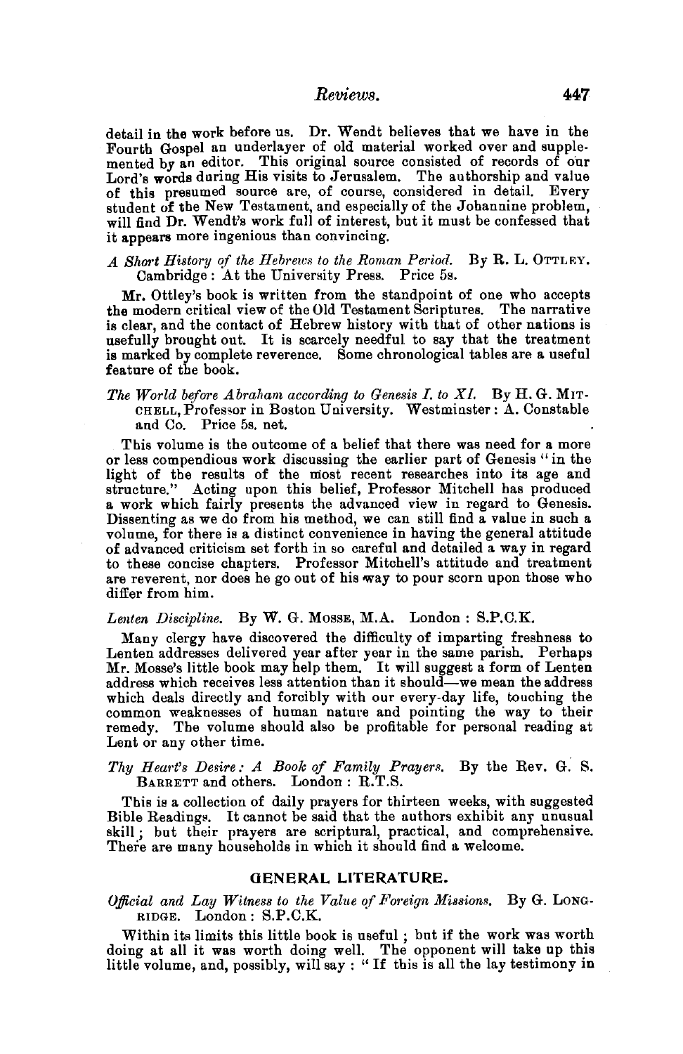detail in the work before us. Dr. Wendt believes that we have in the Fourth Gospel an underlayer of old material worked over and supplemented by an editor. This original source consisted of records of our Lord's words during His visits to Jerusalem. The authorship and value of this presumed source are, of course, considered in detail. Every student of the New Testament, and especially of the Johannine problem, will find Dr. Wendt's work full of interest, but it must be confessed that it appears more ingenious than convincing.

*A Short History of the Hebrews to the Roman Period.* By R. L. OTTLEY. Cambridge: At the University Press. Price 5s.

Mr. Ottley's book is written from the standpoint of one who accepts the modern critical view of the Old Testament Scriptures. The narrative is clear, and the contact of Hebrew history with that of other nations is usefully brought out. It is scarcely needful to say that the treatment is marked by complete reverence. Some chronological tables are a useful feature of the book.

*The World before Abraham according to Genesis I. to XI.* By H. G. MITCHELL, Professor in Boston University. Westminster: A. Constable and Co. Price 5s. net.

This volume is the outcome of a belief that there was need for a more or less compendious work discussing the earlier part of Genesis "in the light of the results of the most recent researches into its age and structure." Acting upon this belief, Professor Mitchell has produced a work which fairly presents the advanced view in regard to Genesis. Dissenting as we do from his method, we can still find a value in such a volume, for there is a distinct convenience in having the general attitude of advanced criticism set forth in so careful and detailed a way in regard to these concise chapters. Professor Mitchell's attitude and treatment are reverent, nor does he go out of his way to pour scorn upon those who differ from him.

*Lenten Discipline.* By W. G. MOSSE, M.A. London: S.P.C.K.

Many clergy have discovered the difficulty of imparting freshness to Lenten addresses delivered year after year in the same parish. Perhaps Mr. Mosse's little book may help them. It will suggest a form of Lenten address which receives less attention than it should—we mean the address which deals directly and forcibly with our every-day life, touching the common weaknesses of human nature and pointing the way to their remedy. The volume should also be profitable for personal reading at Lent or any other time.

*Thy Heart's Desire: A Book of Family Prayers.* By the Rev. G. S. BARRETT and others. London: R.T.S.

This is a collection of daily prayers for thirteen weeks, with suggested Bible Readings. It cannot be said that the authors exhibit any unusual skill; but their prayers are scriptural, practical, and comprehensive. There are many households in which it should find a welcome.

## GENERAL LITERATURE.

*Official and Lay Witness to the Value of Foreign Missions.* By G. LONGRIDGE. London: S.P.C.K.

Within its limits this little book is useful; but if the work was worth doing at all it was worth doing well. The opponent will take up this little volume, and, possibly, will say: "If this is all the lay testimony in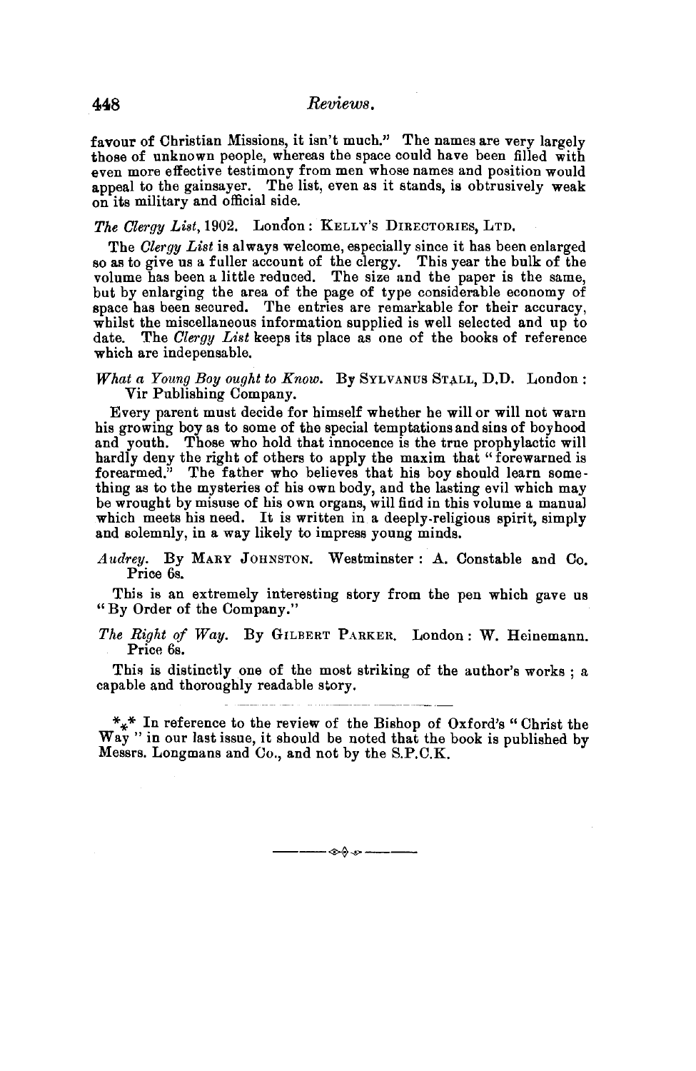favour of Christian Missions, it isn't much." The names are very largely those of unknown people, whereas the space could have been filled with even more effective testimony from men whose names and position would appeal to the gainsayer. The list, even as it stands, is obtrusively weak on its military and official side.

*The Clergy List*, 1902. London: KELLY'S DIRECTORIES, LTD.

The *Clergy List* is always welcome, especially since it has been enlarged so as to give us a fuller account of the clergy. This year the bulk of the volume has been a little reduced. The size and the paper is the same, but by enlarging the area of the page of type considerable economy of space has been secured. The entries are remarkable for their accuracy, whilst the miscellaneous information supplied is well selected and up to date. The *Clergy List* keeps its place as one of the books of reference which are indepensable.

*What a Young Boy ought to Know.* By SYLVANUS STALL, D.D. London: Vir Publishing Company.

Every parent must decide for himself whether he will or will not warn his growing boy as to some of the special temptations and sins of boyhood and youth. Those who hold that innocence is the true prophylactic will hardly deny the right of others to apply the maxim that "forewarned is forearmed." The father who believes that his boy should learn something as to the mysteries of his own body, and the lasting evil which may be wrought by misuse of his own organs, will find in this volume a manual which meets his need. It is written in a deeply-religious spirit, simply and solemnly, in a way likely to impress young minds.

*Audrey.* By MARY JOHNSTON. Westminster: A. Constable and Co. Price 6s.

This is an extremely interesting story from the pen which gave us "By Order of the Company."

*The Right of Way.* By GILBERT PARKER. London: W. Heinemann. Price 6s.

This is distinctly one of the most striking of the author's works; a capable and thoroughly readable story.

---

\*\*\* In reference to the review of the Bishop of Oxford's "Christ the Way" in our last issue, it should be noted that the book is published by Messrs. Longmans and Co., and not by the S.P.C.K.